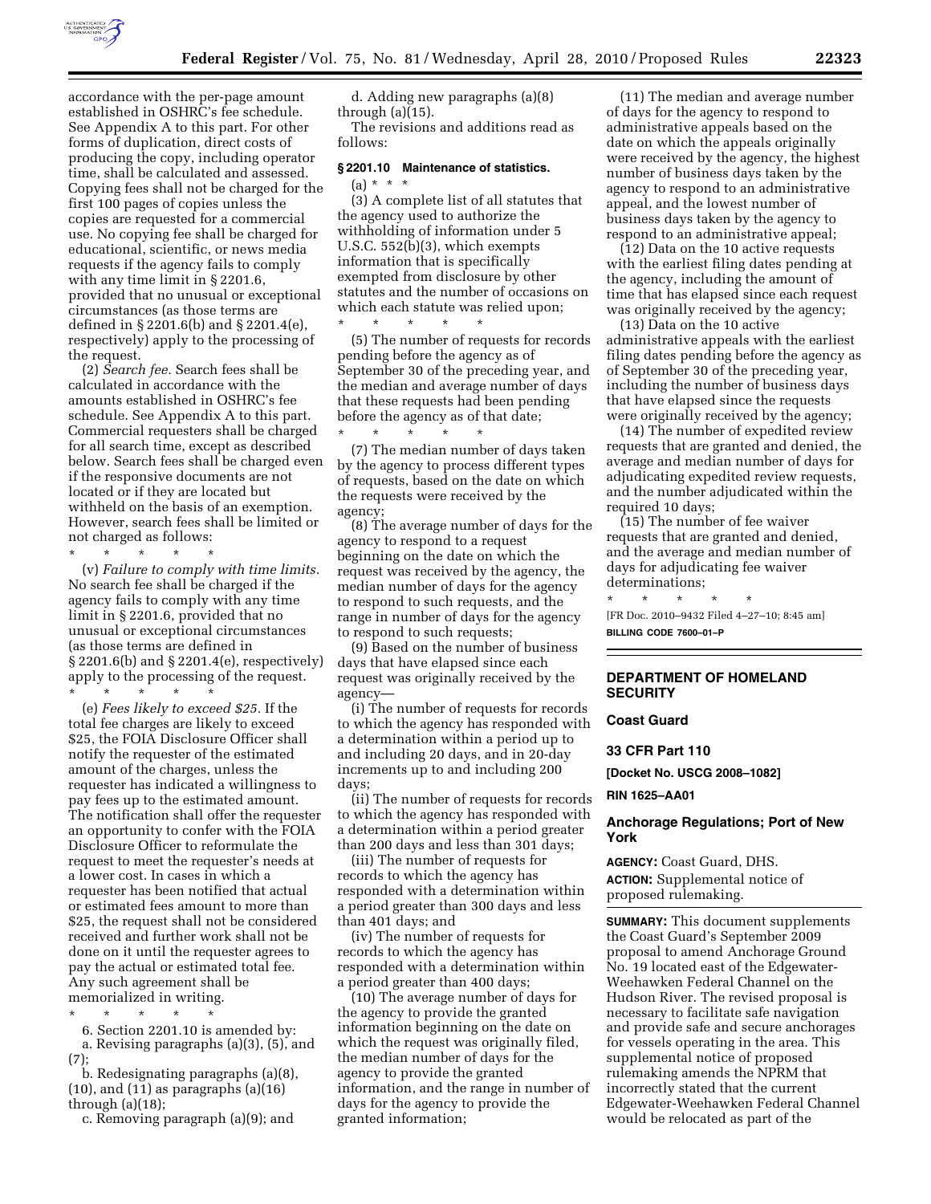accordance with the per-page amount established in OSHRC's fee schedule. See Appendix A to this part. For other forms of duplication, direct costs of producing the copy, including operator time, shall be calculated and assessed. Copying fees shall not be charged for the first 100 pages of copies unless the copies are requested for a commercial use. No copying fee shall be charged for educational, scientific, or news media requests if the agency fails to comply with any time limit in § 2201.6, provided that no unusual or exceptional circumstances (as those terms are defined in § 2201.6(b) and § 2201.4(e), respectively) apply to the processing of the request.

(2) *Search fee.* Search fees shall be calculated in accordance with the amounts established in OSHRC's fee schedule. See Appendix A to this part. Commercial requesters shall be charged for all search time, except as described below. Search fees shall be charged even if the responsive documents are not located or if they are located but withheld on the basis of an exemption. However, search fees shall be limited or not charged as follows:

\* \* \* \* \*

(v) *Failure to comply with time limits.* No search fee shall be charged if the agency fails to comply with any time limit in § 2201.6, provided that no unusual or exceptional circumstances (as those terms are defined in § 2201.6(b) and § 2201.4(e), respectively) apply to the processing of the request.

\* \* \* \* \*

(e) *Fees likely to exceed $25.* If the total fee charges are likely to exceed $25, the FOIA Disclosure Officer shall notify the requester of the estimated amount of the charges, unless the requester has indicated a willingness to pay fees up to the estimated amount. The notification shall offer the requester an opportunity to confer with the FOIA Disclosure Officer to reformulate the request to meet the requester's needs at a lower cost. In cases in which a requester has been notified that actual or estimated fees amount to more than $25, the request shall not be considered received and further work shall not be done on it until the requester agrees to pay the actual or estimated total fee. Any such agreement shall be memorialized in writing.

\* \* \* \* \*

6. Section 2201.10 is amended by:

a. Revising paragraphs (a)(3), (5), and (7);

b. Redesignating paragraphs (a)(8), (10), and (11) as paragraphs (a)(16) through (a)(18);

c. Removing paragraph (a)(9); and

d. Adding new paragraphs (a)(8) through (a)(15).

The revisions and additions read as follows:

**§ 2201.10 Maintenance of statistics.**

(a) \* \* \*

(3) A complete list of all statutes that the agency used to authorize the withholding of information under 5 U.S.C. 552(b)(3), which exempts information that is specifically exempted from disclosure by other statutes and the number of occasions on which each statute was relied upon;

\* \* \* \* \*

(5) The number of requests for records pending before the agency as of September 30 of the preceding year, and the median and average number of days that these requests had been pending before the agency as of that date;

\* \* \* \* \*

(7) The median number of days taken by the agency to process different types of requests, based on the date on which the requests were received by the agency;

(8) The average number of days for the agency to respond to a request beginning on the date on which the request was received by the agency, the median number of days for the agency to respond to such requests, and the range in number of days for the agency to respond to such requests;

(9) Based on the number of business days that have elapsed since each request was originally received by the agency—

(i) The number of requests for records to which the agency has responded with a determination within a period up to and including 20 days, and in 20-day increments up to and including 200 days;

(ii) The number of requests for records to which the agency has responded with a determination within a period greater than 200 days and less than 301 days;

(iii) The number of requests for records to which the agency has responded with a determination within a period greater than 300 days and less than 401 days; and

(iv) The number of requests for records to which the agency has responded with a determination within a period greater than 400 days;

(10) The average number of days for the agency to provide the granted information beginning on the date on which the request was originally filed, the median number of days for the agency to provide the granted information, and the range in number of days for the agency to provide the granted information;

(11) The median and average number of days for the agency to respond to administrative appeals based on the date on which the appeals originally were received by the agency, the highest number of business days taken by the agency to respond to an administrative appeal, and the lowest number of business days taken by the agency to respond to an administrative appeal;

(12) Data on the 10 active requests with the earliest filing dates pending at the agency, including the amount of time that has elapsed since each request was originally received by the agency;

(13) Data on the 10 active administrative appeals with the earliest filing dates pending before the agency as of September 30 of the preceding year, including the number of business days that have elapsed since the requests were originally received by the agency;

(14) The number of expedited review requests that are granted and denied, the average and median number of days for adjudicating expedited review requests, and the number adjudicated within the required 10 days;

(15) The number of fee waiver requests that are granted and denied, and the average and median number of days for adjudicating fee waiver determinations;

\* \* \* \* \*

[FR Doc. 2010–9432 Filed 4–27–10; 8:45 am]

**BILLING CODE 7600–01–P**

## DEPARTMENT OF HOMELAND SECURITY

### Coast Guard

### 33 CFR Part 110

**[Docket No. USCG 2008–1082]**

**RIN 1625–AA01**

### Anchorage Regulations; Port of New York

**AGENCY:** Coast Guard, DHS.

**ACTION:** Supplemental notice of proposed rulemaking.

**SUMMARY:** This document supplements the Coast Guard's September 2009 proposal to amend Anchorage Ground No. 19 located east of the Edgewater-Weehawken Federal Channel on the Hudson River. The revised proposal is necessary to facilitate safe navigation and provide safe and secure anchorages for vessels operating in the area. This supplemental notice of proposed rulemaking amends the NPRM that incorrectly stated that the current Edgewater-Weehawken Federal Channel would be relocated as part of the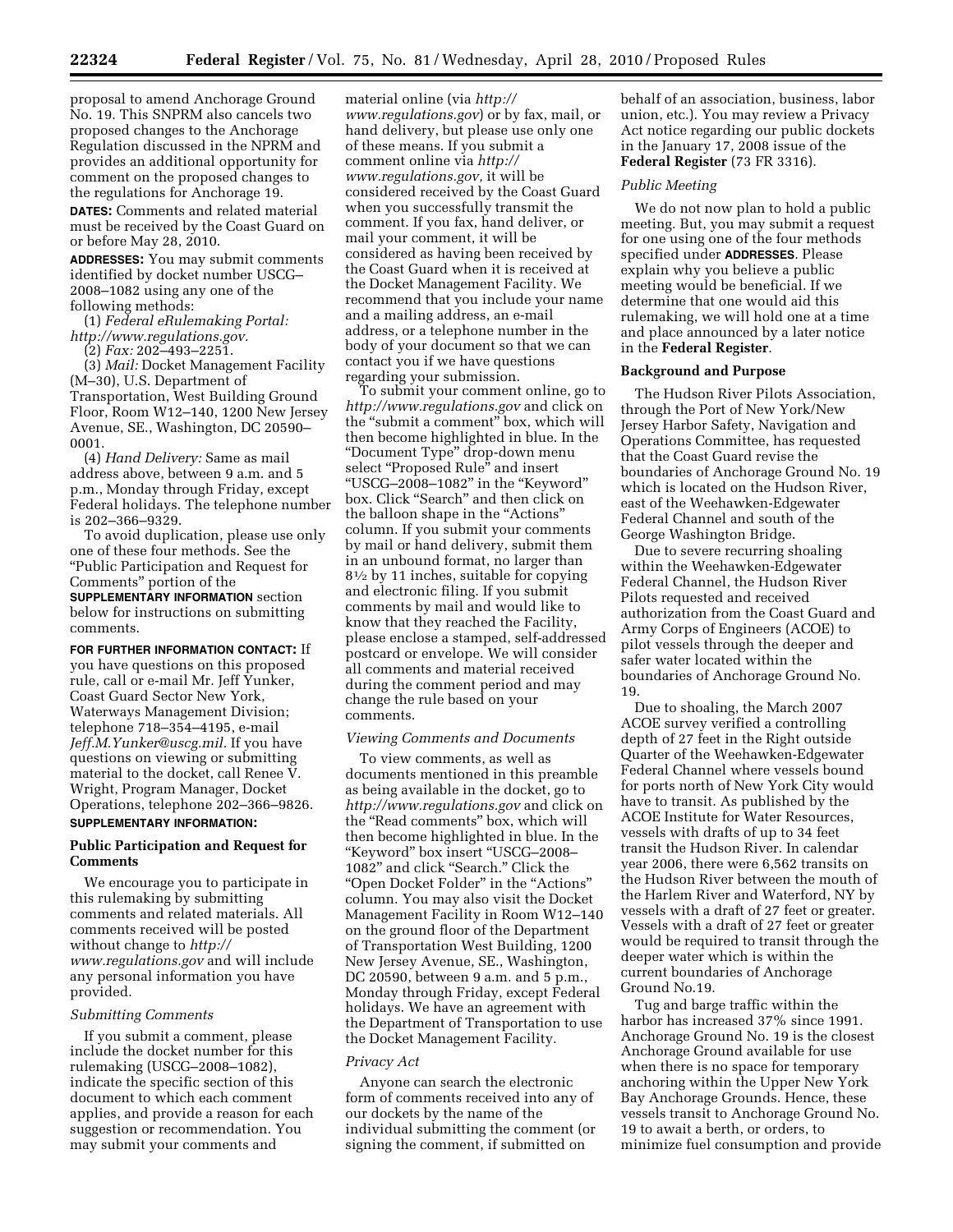proposal to amend Anchorage Ground No. 19. This SNPRM also cancels two proposed changes to the Anchorage Regulation discussed in the NPRM and provides an additional opportunity for comment on the proposed changes to the regulations for Anchorage 19.

**DATES:** Comments and related material must be received by the Coast Guard on or before May 28, 2010.

**ADDRESSES:** You may submit comments identified by docket number USCG–2008–1082 using any one of the following methods:

(1) *Federal eRulemaking Portal: http://www.regulations.gov.*

(2) *Fax:* 202–493–2251.

(3) *Mail:* Docket Management Facility (M–30), U.S. Department of Transportation, West Building Ground Floor, Room W12–140, 1200 New Jersey Avenue, SE., Washington, DC 20590–0001.

(4) *Hand Delivery:* Same as mail address above, between 9 a.m. and 5 p.m., Monday through Friday, except Federal holidays. The telephone number is 202–366–9329.

To avoid duplication, please use only one of these four methods. See the "Public Participation and Request for Comments" portion of the **SUPPLEMENTARY INFORMATION** section below for instructions on submitting comments.

**FOR FURTHER INFORMATION CONTACT:** If you have questions on this proposed rule, call or e-mail Mr. Jeff Yunker, Coast Guard Sector New York, Waterways Management Division; telephone 718–354–4195, e-mail *Jeff.M.Yunker@uscg.mil.* If you have questions on viewing or submitting material to the docket, call Renee V. Wright, Program Manager, Docket Operations, telephone 202–366–9826.

**SUPPLEMENTARY INFORMATION:**

## Public Participation and Request for Comments

We encourage you to participate in this rulemaking by submitting comments and related materials. All comments received will be posted without change to *http://www.regulations.gov* and will include any personal information you have provided.

### *Submitting Comments*

If you submit a comment, please include the docket number for this rulemaking (USCG–2008–1082), indicate the specific section of this document to which each comment applies, and provide a reason for each suggestion or recommendation. You may submit your comments and material online (via *http://www.regulations.gov*) or by fax, mail, or hand delivery, but please use only one of these means. If you submit a comment online via *http://www.regulations.gov,* it will be considered received by the Coast Guard when you successfully transmit the comment. If you fax, hand deliver, or mail your comment, it will be considered as having been received by the Coast Guard when it is received at the Docket Management Facility. We recommend that you include your name and a mailing address, an e-mail address, or a telephone number in the body of your document so that we can contact you if we have questions regarding your submission.

To submit your comment online, go to *http://www.regulations.gov* and click on the "submit a comment" box, which will then become highlighted in blue. In the "Document Type" drop-down menu select "Proposed Rule" and insert "USCG–2008–1082" in the "Keyword" box. Click "Search" and then click on the balloon shape in the "Actions" column. If you submit your comments by mail or hand delivery, submit them in an unbound format, no larger than 8½ by 11 inches, suitable for copying and electronic filing. If you submit comments by mail and would like to know that they reached the Facility, please enclose a stamped, self-addressed postcard or envelope. We will consider all comments and material received during the comment period and may change the rule based on your comments.

### *Viewing Comments and Documents*

To view comments, as well as documents mentioned in this preamble as being available in the docket, go to *http://www.regulations.gov* and click on the "Read comments" box, which will then become highlighted in blue. In the "Keyword" box insert "USCG–2008–1082" and click "Search." Click the "Open Docket Folder" in the "Actions" column. You may also visit the Docket Management Facility in Room W12–140 on the ground floor of the Department of Transportation West Building, 1200 New Jersey Avenue, SE., Washington, DC 20590, between 9 a.m. and 5 p.m., Monday through Friday, except Federal holidays. We have an agreement with the Department of Transportation to use the Docket Management Facility.

### *Privacy Act*

Anyone can search the electronic form of comments received into any of our dockets by the name of the individual submitting the comment (or signing the comment, if submitted on behalf of an association, business, labor union, etc.). You may review a Privacy Act notice regarding our public dockets in the January 17, 2008 issue of the **Federal Register** (73 FR 3316).

### *Public Meeting*

We do not now plan to hold a public meeting. But, you may submit a request for one using one of the four methods specified under **ADDRESSES**. Please explain why you believe a public meeting would be beneficial. If we determine that one would aid this rulemaking, we will hold one at a time and place announced by a later notice in the **Federal Register**.

## Background and Purpose

The Hudson River Pilots Association, through the Port of New York/New Jersey Harbor Safety, Navigation and Operations Committee, has requested that the Coast Guard revise the boundaries of Anchorage Ground No. 19 which is located on the Hudson River, east of the Weehawken-Edgewater Federal Channel and south of the George Washington Bridge.

Due to severe recurring shoaling within the Weehawken-Edgewater Federal Channel, the Hudson River Pilots requested and received authorization from the Coast Guard and Army Corps of Engineers (ACOE) to pilot vessels through the deeper and safer water located within the boundaries of Anchorage Ground No. 19.

Due to shoaling, the March 2007 ACOE survey verified a controlling depth of 27 feet in the Right outside Quarter of the Weehawken-Edgewater Federal Channel where vessels bound for ports north of New York City would have to transit. As published by the ACOE Institute for Water Resources, vessels with drafts of up to 34 feet transit the Hudson River. In calendar year 2006, there were 6,562 transits on the Hudson River between the mouth of the Harlem River and Waterford, NY by vessels with a draft of 27 feet or greater. Vessels with a draft of 27 feet or greater would be required to transit through the deeper water which is within the current boundaries of Anchorage Ground No.19.

Tug and barge traffic within the harbor has increased 37% since 1991. Anchorage Ground No. 19 is the closest Anchorage Ground available for use when there is no space for temporary anchoring within the Upper New York Bay Anchorage Grounds. Hence, these vessels transit to Anchorage Ground No. 19 to await a berth, or orders, to minimize fuel consumption and provide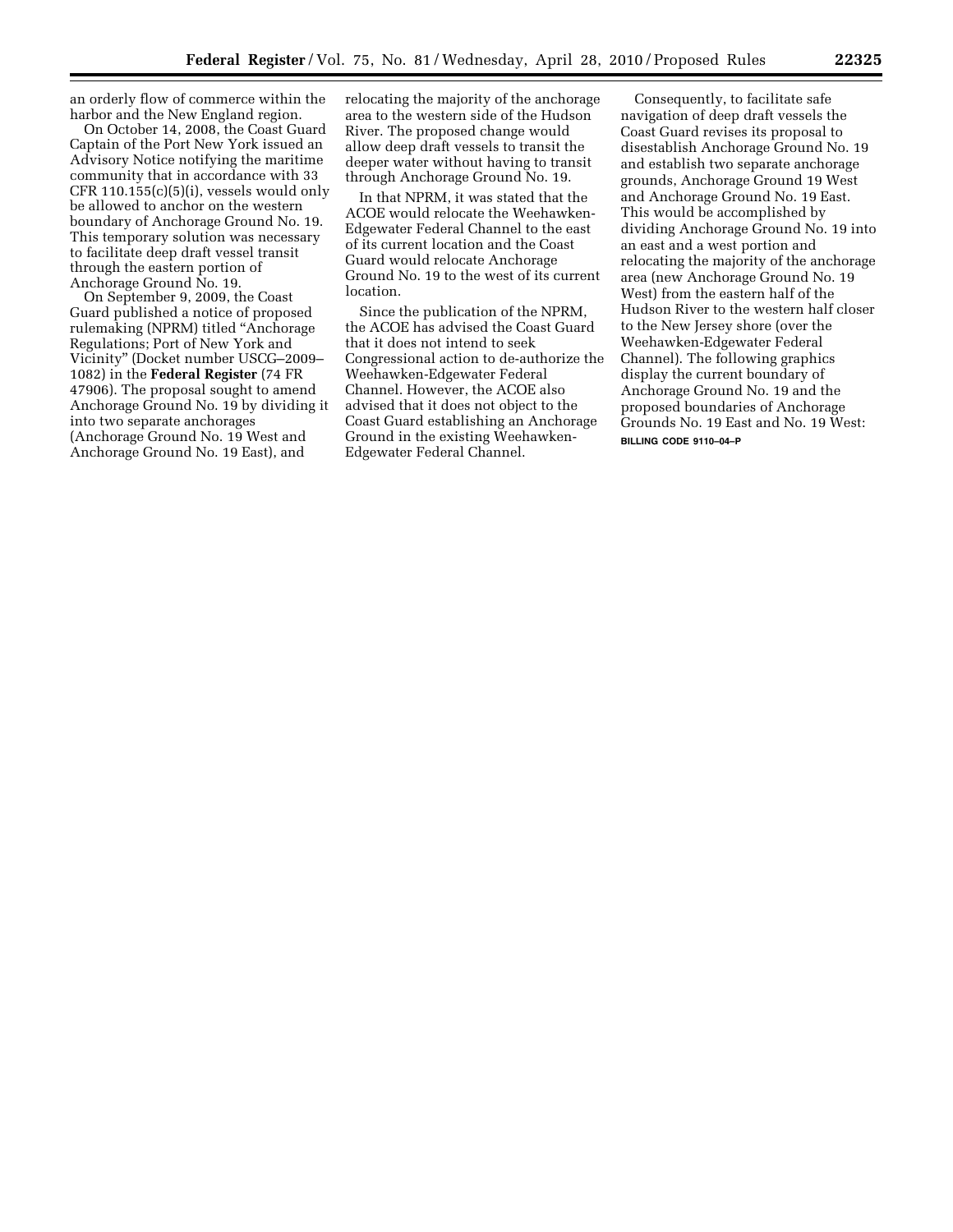an orderly flow of commerce within the harbor and the New England region.

On October 14, 2008, the Coast Guard Captain of the Port New York issued an Advisory Notice notifying the maritime community that in accordance with 33 CFR 110.155(c)(5)(i), vessels would only be allowed to anchor on the western boundary of Anchorage Ground No. 19. This temporary solution was necessary to facilitate deep draft vessel transit through the eastern portion of Anchorage Ground No. 19.

On September 9, 2009, the Coast Guard published a notice of proposed rulemaking (NPRM) titled "Anchorage Regulations; Port of New York and Vicinity" (Docket number USCG–2009–1082) in the **Federal Register** (74 FR 47906). The proposal sought to amend Anchorage Ground No. 19 by dividing it into two separate anchorages (Anchorage Ground No. 19 West and Anchorage Ground No. 19 East), and relocating the majority of the anchorage area to the western side of the Hudson River. The proposed change would allow deep draft vessels to transit the deeper water without having to transit through Anchorage Ground No. 19.

In that NPRM, it was stated that the ACOE would relocate the Weehawken-Edgewater Federal Channel to the east of its current location and the Coast Guard would relocate Anchorage Ground No. 19 to the west of its current location.

Since the publication of the NPRM, the ACOE has advised the Coast Guard that it does not intend to seek Congressional action to de-authorize the Weehawken-Edgewater Federal Channel. However, the ACOE also advised that it does not object to the Coast Guard establishing an Anchorage Ground in the existing Weehawken-Edgewater Federal Channel.

Consequently, to facilitate safe navigation of deep draft vessels the Coast Guard revises its proposal to disestablish Anchorage Ground No. 19 and establish two separate anchorage grounds, Anchorage Ground 19 West and Anchorage Ground No. 19 East. This would be accomplished by dividing Anchorage Ground No. 19 into an east and a west portion and relocating the majority of the anchorage area (new Anchorage Ground No. 19 West) from the eastern half of the Hudson River to the western half closer to the New Jersey shore (over the Weehawken-Edgewater Federal Channel). The following graphics display the current boundary of Anchorage Ground No. 19 and the proposed boundaries of Anchorage Grounds No. 19 East and No. 19 West:

BILLING CODE 9110–04–P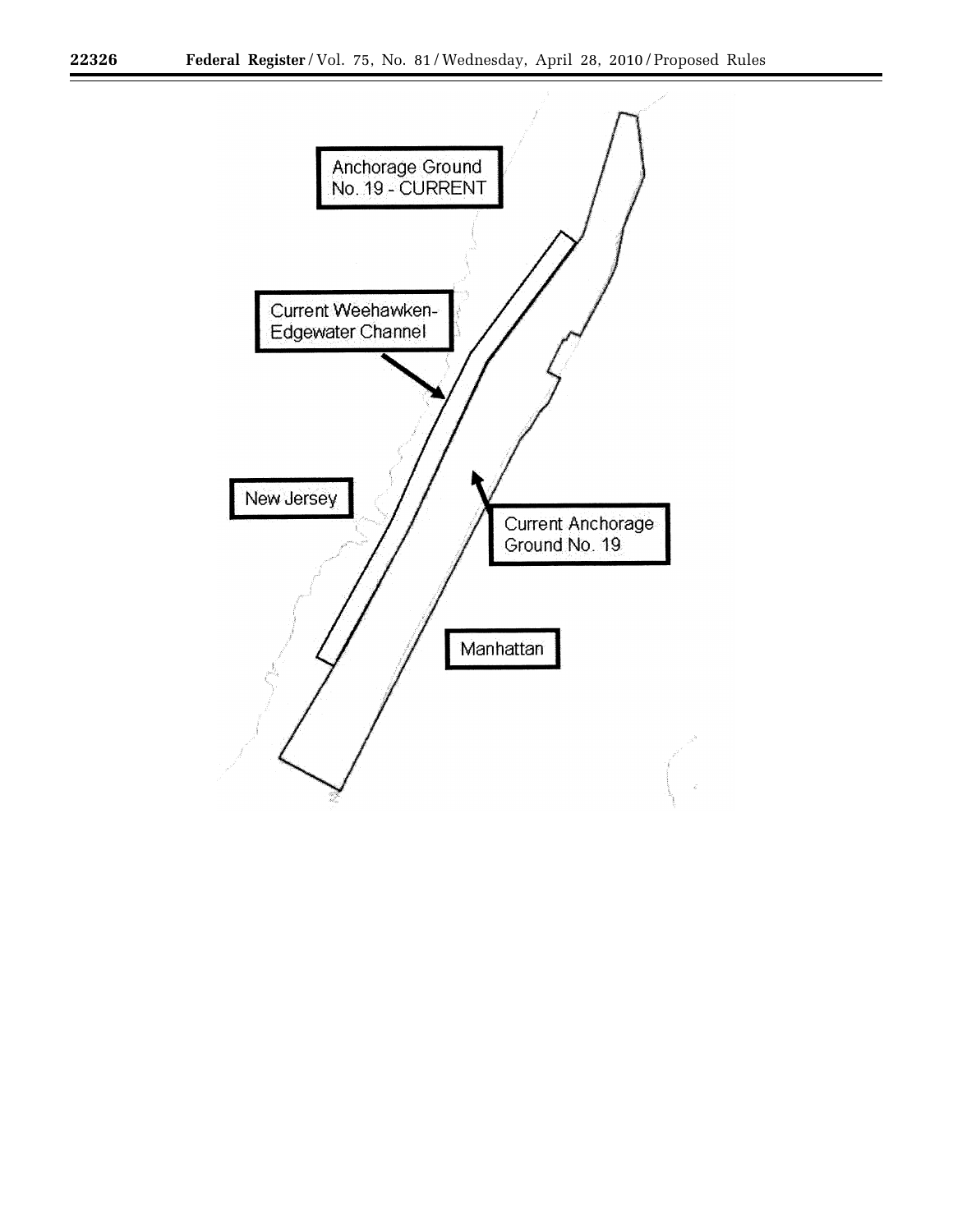Anchorage Ground No. 19 - CURRENT

Current Weehawken-Edgewater Channel

New Jersey

Current Anchorage Ground No. 19

Manhattan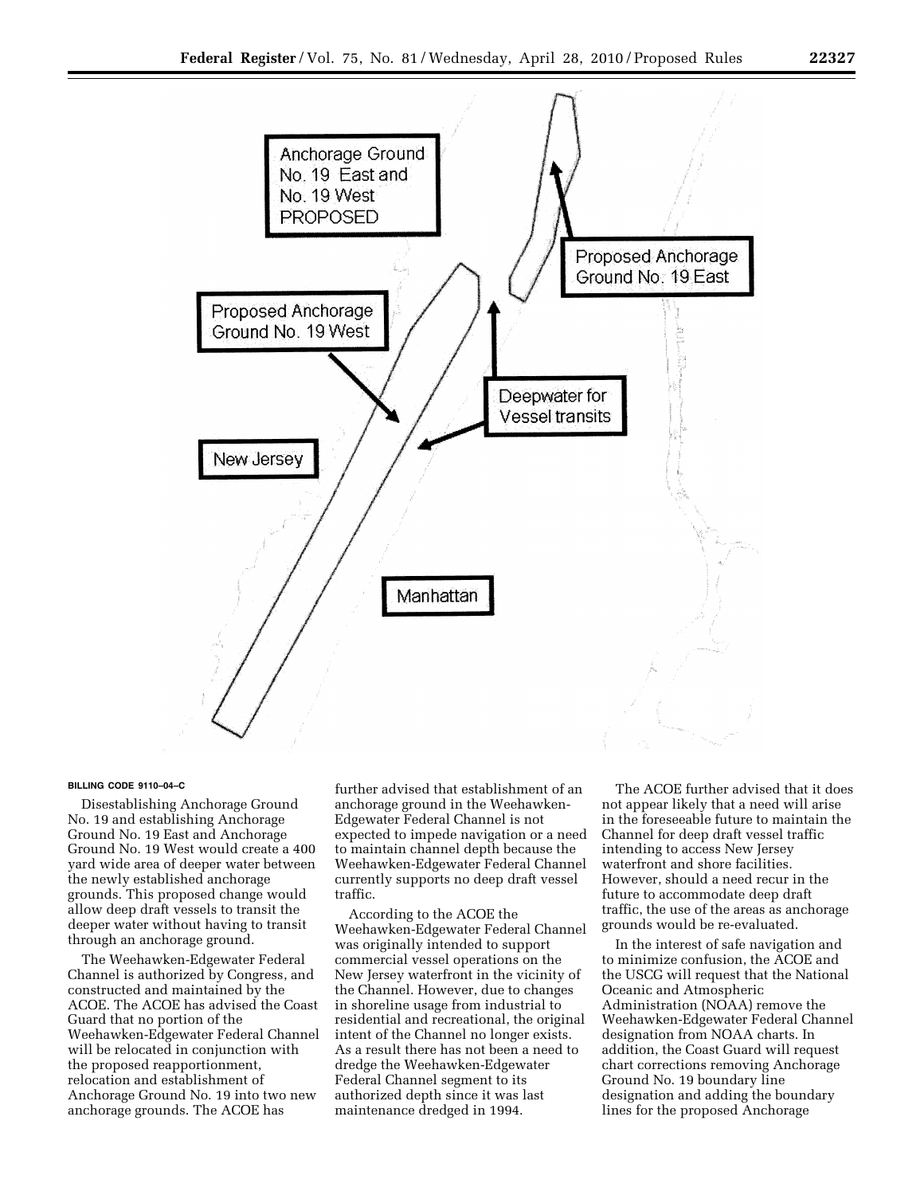BILLING CODE 9110–04–C

Disestablishing Anchorage Ground No. 19 and establishing Anchorage Ground No. 19 East and Anchorage Ground No. 19 West would create a 400 yard wide area of deeper water between the newly established anchorage grounds. This proposed change would allow deep draft vessels to transit the deeper water without having to transit through an anchorage ground.

The Weehawken-Edgewater Federal Channel is authorized by Congress, and constructed and maintained by the ACOE. The ACOE has advised the Coast Guard that no portion of the Weehawken-Edgewater Federal Channel will be relocated in conjunction with the proposed reapportionment, relocation and establishment of Anchorage Ground No. 19 into two new anchorage grounds. The ACOE has further advised that establishment of an anchorage ground in the Weehawken-Edgewater Federal Channel is not expected to impede navigation or a need to maintain channel depth because the Weehawken-Edgewater Federal Channel currently supports no deep draft vessel traffic.

According to the ACOE the Weehawken-Edgewater Federal Channel was originally intended to support commercial vessel operations on the New Jersey waterfront in the vicinity of the Channel. However, due to changes in shoreline usage from industrial to residential and recreational, the original intent of the Channel no longer exists. As a result there has not been a need to dredge the Weehawken-Edgewater Federal Channel segment to its authorized depth since it was last maintenance dredged in 1994.

The ACOE further advised that it does not appear likely that a need will arise in the foreseeable future to maintain the Channel for deep draft vessel traffic intending to access New Jersey waterfront and shore facilities. However, should a need recur in the future to accommodate deep draft traffic, the use of the areas as anchorage grounds would be re-evaluated.

In the interest of safe navigation and to minimize confusion, the ACOE and the USCG will request that the National Oceanic and Atmospheric Administration (NOAA) remove the Weehawken-Edgewater Federal Channel designation from NOAA charts. In addition, the Coast Guard will request chart corrections removing Anchorage Ground No. 19 boundary line designation and adding the boundary lines for the proposed Anchorage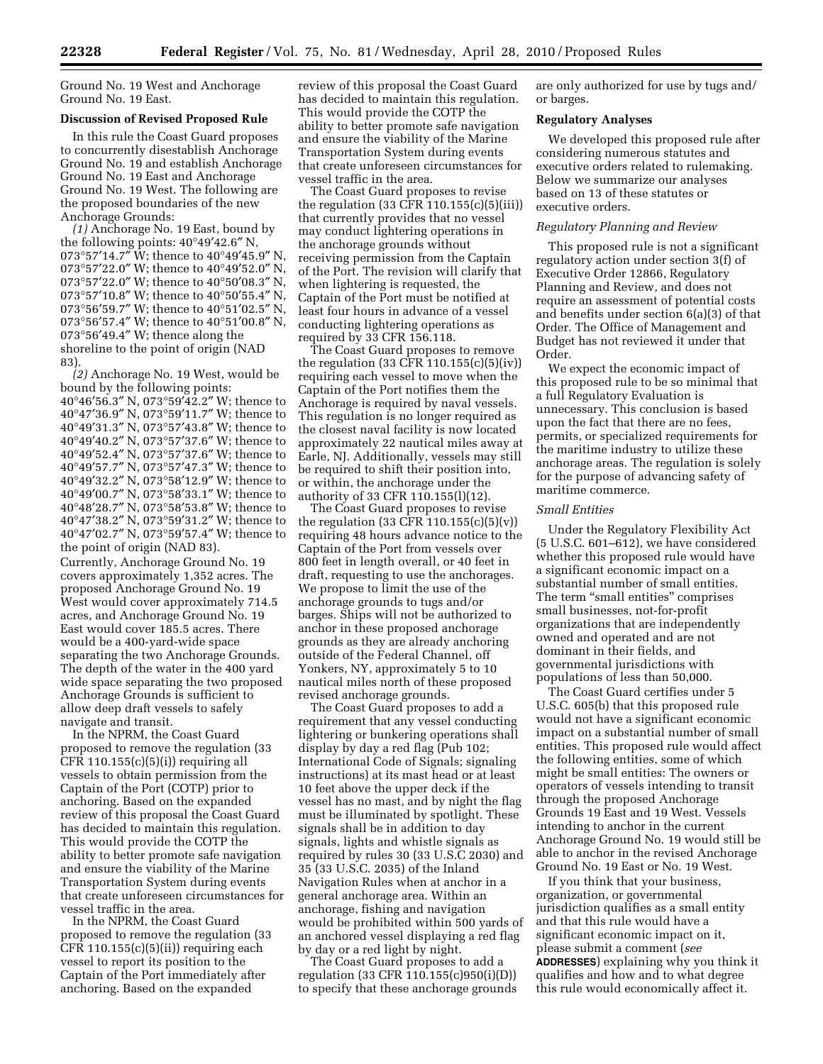Ground No. 19 West and Anchorage Ground No. 19 East.

**Discussion of Revised Proposed Rule**

In this rule the Coast Guard proposes to concurrently disestablish Anchorage Ground No. 19 and establish Anchorage Ground No. 19 East and Anchorage Ground No. 19 West. The following are the proposed boundaries of the new Anchorage Grounds:

*(1)* Anchorage No. 19 East, bound by the following points: 40°49′42.6″ N, 073°57′14.7″ W; thence to 40°49′45.9″ N, 073°57′22.0″ W; thence to 40°49′52.0″ N, 073°57′22.0″ W; thence to 40°50′08.3″ N, 073°57′10.8″ W; thence to 40°50′55.4″ N, 073°56′59.7″ W; thence to 40°51′02.5″ N, 073°56′57.4″ W; thence to 40°51′00.8″ N, 073°56′49.4″ W; thence along the shoreline to the point of origin (NAD 83).

*(2)* Anchorage No. 19 West, would be bound by the following points: 40°46′56.3″ N, 073°59′42.2″ W; thence to 40°47′36.9″ N, 073°59′11.7″ W; thence to 40°49′31.3″ N, 073°57′43.8″ W; thence to 40°49′40.2″ N, 073°57′37.6″ W; thence to 40°49′52.4″ N, 073°57′37.6″ W; thence to 40°49′57.7″ N, 073°57′47.3″ W; thence to 40°49′32.2″ N, 073°58′12.9″ W; thence to 40°49′00.7″ N, 073°58′33.1″ W; thence to 40°48′28.7″ N, 073°58′53.8″ W; thence to 40°47′38.2″ N, 073°59′31.2″ W; thence to 40°47′02.7″ N, 073°59′57.4″ W; thence to the point of origin (NAD 83).

Currently, Anchorage Ground No. 19 covers approximately 1,352 acres. The proposed Anchorage Ground No. 19 West would cover approximately 714.5 acres, and Anchorage Ground No. 19 East would cover 185.5 acres. There would be a 400-yard-wide space separating the two Anchorage Grounds. The depth of the water in the 400 yard wide space separating the two proposed Anchorage Grounds is sufficient to allow deep draft vessels to safely navigate and transit.

In the NPRM, the Coast Guard proposed to remove the regulation (33 CFR 110.155(c)(5)(i)) requiring all vessels to obtain permission from the Captain of the Port (COTP) prior to anchoring. Based on the expanded review of this proposal the Coast Guard has decided to maintain this regulation. This would provide the COTP the ability to better promote safe navigation and ensure the viability of the Marine Transportation System during events that create unforeseen circumstances for vessel traffic in the area.

In the NPRM, the Coast Guard proposed to remove the regulation (33 CFR 110.155(c)(5)(ii)) requiring each vessel to report its position to the Captain of the Port immediately after anchoring. Based on the expanded review of this proposal the Coast Guard has decided to maintain this regulation. This would provide the COTP the ability to better promote safe navigation and ensure the viability of the Marine Transportation System during events that create unforeseen circumstances for vessel traffic in the area.

The Coast Guard proposes to revise the regulation (33 CFR 110.155(c)(5)(iii)) that currently provides that no vessel may conduct lightering operations in the anchorage grounds without receiving permission from the Captain of the Port. The revision will clarify that when lightering is requested, the Captain of the Port must be notified at least four hours in advance of a vessel conducting lightering operations as required by 33 CFR 156.118.

The Coast Guard proposes to remove the regulation (33 CFR 110.155(c)(5)(iv)) requiring each vessel to move when the Captain of the Port notifies them the Anchorage is required by naval vessels. This regulation is no longer required as the closest naval facility is now located approximately 22 nautical miles away at Earle, NJ. Additionally, vessels may still be required to shift their position into, or within, the anchorage under the authority of 33 CFR 110.155(l)(12).

The Coast Guard proposes to revise the regulation (33 CFR 110.155(c)(5)(v)) requiring 48 hours advance notice to the Captain of the Port from vessels over 800 feet in length overall, or 40 feet in draft, requesting to use the anchorages. We propose to limit the use of the anchorage grounds to tugs and/or barges. Ships will not be authorized to anchor in these proposed anchorage grounds as they are already anchoring outside of the Federal Channel, off Yonkers, NY, approximately 5 to 10 nautical miles north of these proposed revised anchorage grounds.

The Coast Guard proposes to add a requirement that any vessel conducting lightering or bunkering operations shall display by day a red flag (Pub 102; International Code of Signals; signaling instructions) at its mast head or at least 10 feet above the upper deck if the vessel has no mast, and by night the flag must be illuminated by spotlight. These signals shall be in addition to day signals, lights and whistle signals as required by rules 30 (33 U.S.C 2030) and 35 (33 U.S.C. 2035) of the Inland Navigation Rules when at anchor in a general anchorage area. Within an anchorage, fishing and navigation would be prohibited within 500 yards of an anchored vessel displaying a red flag by day or a red light by night.

The Coast Guard proposes to add a regulation (33 CFR 110.155(c)950(i)(D)) to specify that these anchorage grounds are only authorized for use by tugs and/or barges.

**Regulatory Analyses**

We developed this proposed rule after considering numerous statutes and executive orders related to rulemaking. Below we summarize our analyses based on 13 of these statutes or executive orders.

*Regulatory Planning and Review*

This proposed rule is not a significant regulatory action under section 3(f) of Executive Order 12866, Regulatory Planning and Review, and does not require an assessment of potential costs and benefits under section 6(a)(3) of that Order. The Office of Management and Budget has not reviewed it under that Order.

We expect the economic impact of this proposed rule to be so minimal that a full Regulatory Evaluation is unnecessary. This conclusion is based upon the fact that there are no fees, permits, or specialized requirements for the maritime industry to utilize these anchorage areas. The regulation is solely for the purpose of advancing safety of maritime commerce.

*Small Entities*

Under the Regulatory Flexibility Act (5 U.S.C. 601–612), we have considered whether this proposed rule would have a significant economic impact on a substantial number of small entities. The term "small entities" comprises small businesses, not-for-profit organizations that are independently owned and operated and are not dominant in their fields, and governmental jurisdictions with populations of less than 50,000.

The Coast Guard certifies under 5 U.S.C. 605(b) that this proposed rule would not have a significant economic impact on a substantial number of small entities. This proposed rule would affect the following entities, some of which might be small entities: The owners or operators of vessels intending to transit through the proposed Anchorage Grounds 19 East and 19 West. Vessels intending to anchor in the current Anchorage Ground No. 19 would still be able to anchor in the revised Anchorage Ground No. 19 East or No. 19 West.

If you think that your business, organization, or governmental jurisdiction qualifies as a small entity and that this rule would have a significant economic impact on it, please submit a comment (*see* **ADDRESSES**) explaining why you think it qualifies and how and to what degree this rule would economically affect it.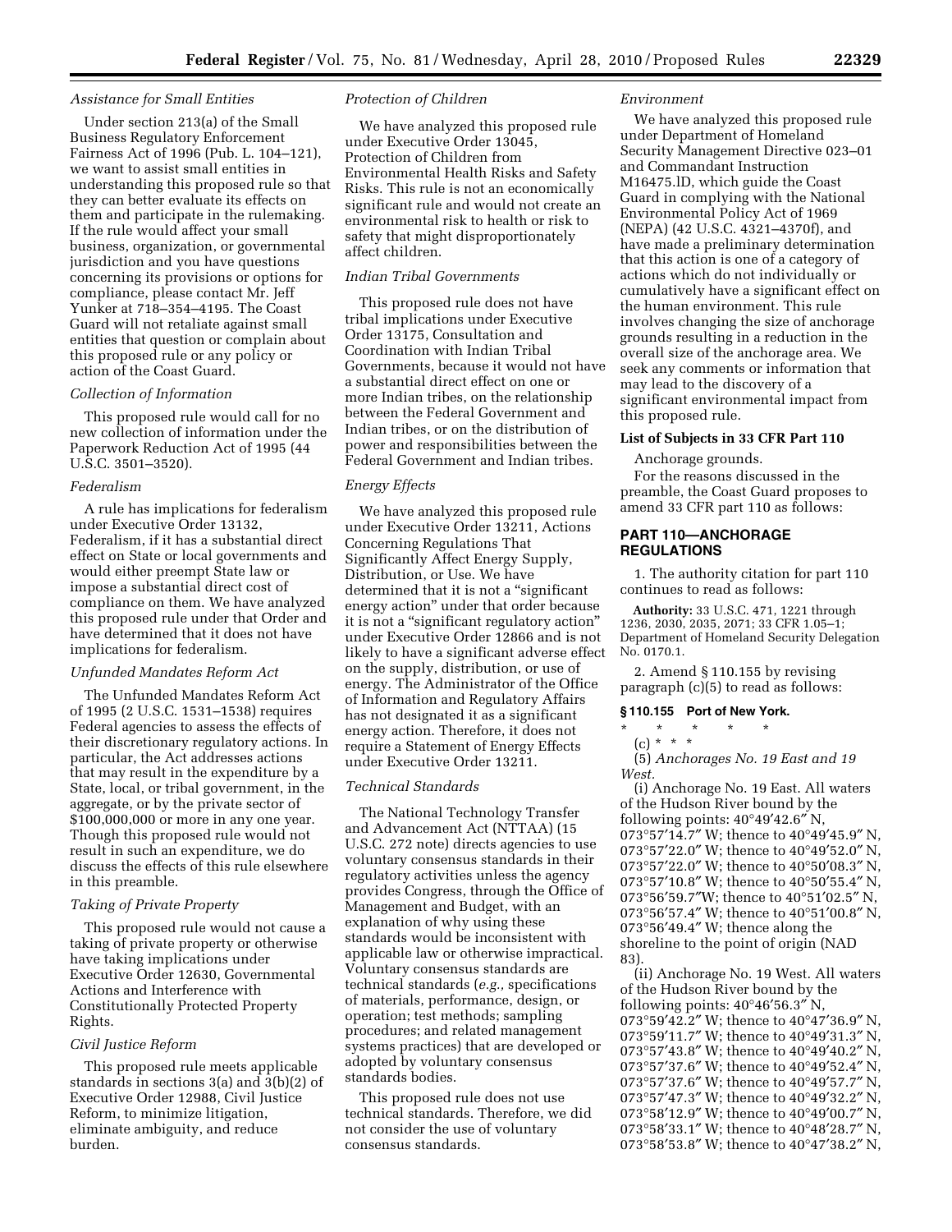*Assistance for Small Entities*

Under section 213(a) of the Small Business Regulatory Enforcement Fairness Act of 1996 (Pub. L. 104–121), we want to assist small entities in understanding this proposed rule so that they can better evaluate its effects on them and participate in the rulemaking. If the rule would affect your small business, organization, or governmental jurisdiction and you have questions concerning its provisions or options for compliance, please contact Mr. Jeff Yunker at 718–354–4195. The Coast Guard will not retaliate against small entities that question or complain about this proposed rule or any policy or action of the Coast Guard.

*Collection of Information*

This proposed rule would call for no new collection of information under the Paperwork Reduction Act of 1995 (44 U.S.C. 3501–3520).

*Federalism*

A rule has implications for federalism under Executive Order 13132, Federalism, if it has a substantial direct effect on State or local governments and would either preempt State law or impose a substantial direct cost of compliance on them. We have analyzed this proposed rule under that Order and have determined that it does not have implications for federalism.

*Unfunded Mandates Reform Act*

The Unfunded Mandates Reform Act of 1995 (2 U.S.C. 1531–1538) requires Federal agencies to assess the effects of their discretionary regulatory actions. In particular, the Act addresses actions that may result in the expenditure by a State, local, or tribal government, in the aggregate, or by the private sector of $100,000,000 or more in any one year. Though this proposed rule would not result in such an expenditure, we do discuss the effects of this rule elsewhere in this preamble.

*Taking of Private Property*

This proposed rule would not cause a taking of private property or otherwise have taking implications under Executive Order 12630, Governmental Actions and Interference with Constitutionally Protected Property Rights.

*Civil Justice Reform*

This proposed rule meets applicable standards in sections 3(a) and 3(b)(2) of Executive Order 12988, Civil Justice Reform, to minimize litigation, eliminate ambiguity, and reduce burden.

*Protection of Children*

We have analyzed this proposed rule under Executive Order 13045, Protection of Children from Environmental Health Risks and Safety Risks. This rule is not an economically significant rule and would not create an environmental risk to health or risk to safety that might disproportionately affect children.

*Indian Tribal Governments*

This proposed rule does not have tribal implications under Executive Order 13175, Consultation and Coordination with Indian Tribal Governments, because it would not have a substantial direct effect on one or more Indian tribes, on the relationship between the Federal Government and Indian tribes, or on the distribution of power and responsibilities between the Federal Government and Indian tribes.

*Energy Effects*

We have analyzed this proposed rule under Executive Order 13211, Actions Concerning Regulations That Significantly Affect Energy Supply, Distribution, or Use. We have determined that it is not a "significant energy action" under that order because it is not a "significant regulatory action" under Executive Order 12866 and is not likely to have a significant adverse effect on the supply, distribution, or use of energy. The Administrator of the Office of Information and Regulatory Affairs has not designated it as a significant energy action. Therefore, it does not require a Statement of Energy Effects under Executive Order 13211.

*Technical Standards*

The National Technology Transfer and Advancement Act (NTTAA) (15 U.S.C. 272 note) directs agencies to use voluntary consensus standards in their regulatory activities unless the agency provides Congress, through the Office of Management and Budget, with an explanation of why using these standards would be inconsistent with applicable law or otherwise impractical. Voluntary consensus standards are technical standards (*e.g.,* specifications of materials, performance, design, or operation; test methods; sampling procedures; and related management systems practices) that are developed or adopted by voluntary consensus standards bodies.

This proposed rule does not use technical standards. Therefore, we did not consider the use of voluntary consensus standards.

*Environment*

We have analyzed this proposed rule under Department of Homeland Security Management Directive 023–01 and Commandant Instruction M16475.lD, which guide the Coast Guard in complying with the National Environmental Policy Act of 1969 (NEPA) (42 U.S.C. 4321–4370f), and have made a preliminary determination that this action is one of a category of actions which do not individually or cumulatively have a significant effect on the human environment. This rule involves changing the size of anchorage grounds resulting in a reduction in the overall size of the anchorage area. We seek any comments or information that may lead to the discovery of a significant environmental impact from this proposed rule.

**List of Subjects in 33 CFR Part 110**

Anchorage grounds.

For the reasons discussed in the preamble, the Coast Guard proposes to amend 33 CFR part 110 as follows:

## PART 110—ANCHORAGE REGULATIONS

1. The authority citation for part 110 continues to read as follows:

**Authority:** 33 U.S.C. 471, 1221 through 1236, 2030, 2035, 2071; 33 CFR 1.05–1; Department of Homeland Security Delegation No. 0170.1.

2. Amend § 110.155 by revising paragraph (c)(5) to read as follows:

**§ 110.155 Port of New York.**

\* \* \* \* \*

(c) \* \* \*

(5) *Anchorages No. 19 East and 19 West.*

(i) Anchorage No. 19 East. All waters of the Hudson River bound by the following points: 40°49′42.6″ N, 073°57′14.7″ W; thence to 40°49′45.9″ N, 073°57′22.0″ W; thence to 40°49′52.0″ N, 073°57′22.0″ W; thence to 40°50′08.3″ N, 073°57′10.8″ W; thence to 40°50′55.4″ N, 073°56′59.7″W; thence to 40°51′02.5″ N, 073°56′57.4″ W; thence to 40°51′00.8″ N, 073°56′49.4″ W; thence along the shoreline to the point of origin (NAD 83).

(ii) Anchorage No. 19 West. All waters of the Hudson River bound by the following points: 40°46′56.3″ N, 073°59′42.2″ W; thence to 40°47′36.9″ N, 073°59′11.7″ W; thence to 40°49′31.3″ N, 073°57′43.8″ W; thence to 40°49′40.2″ N, 073°57′37.6″ W; thence to 40°49′52.4″ N, 073°57′37.6″ W; thence to 40°49′57.7″ N, 073°57′47.3″ W; thence to 40°49′32.2″ N, 073°58′12.9″ W; thence to 40°49′00.7″ N, 073°58′33.1″ W; thence to 40°48′28.7″ N, 073°58′53.8″ W; thence to 40°47′38.2″ N,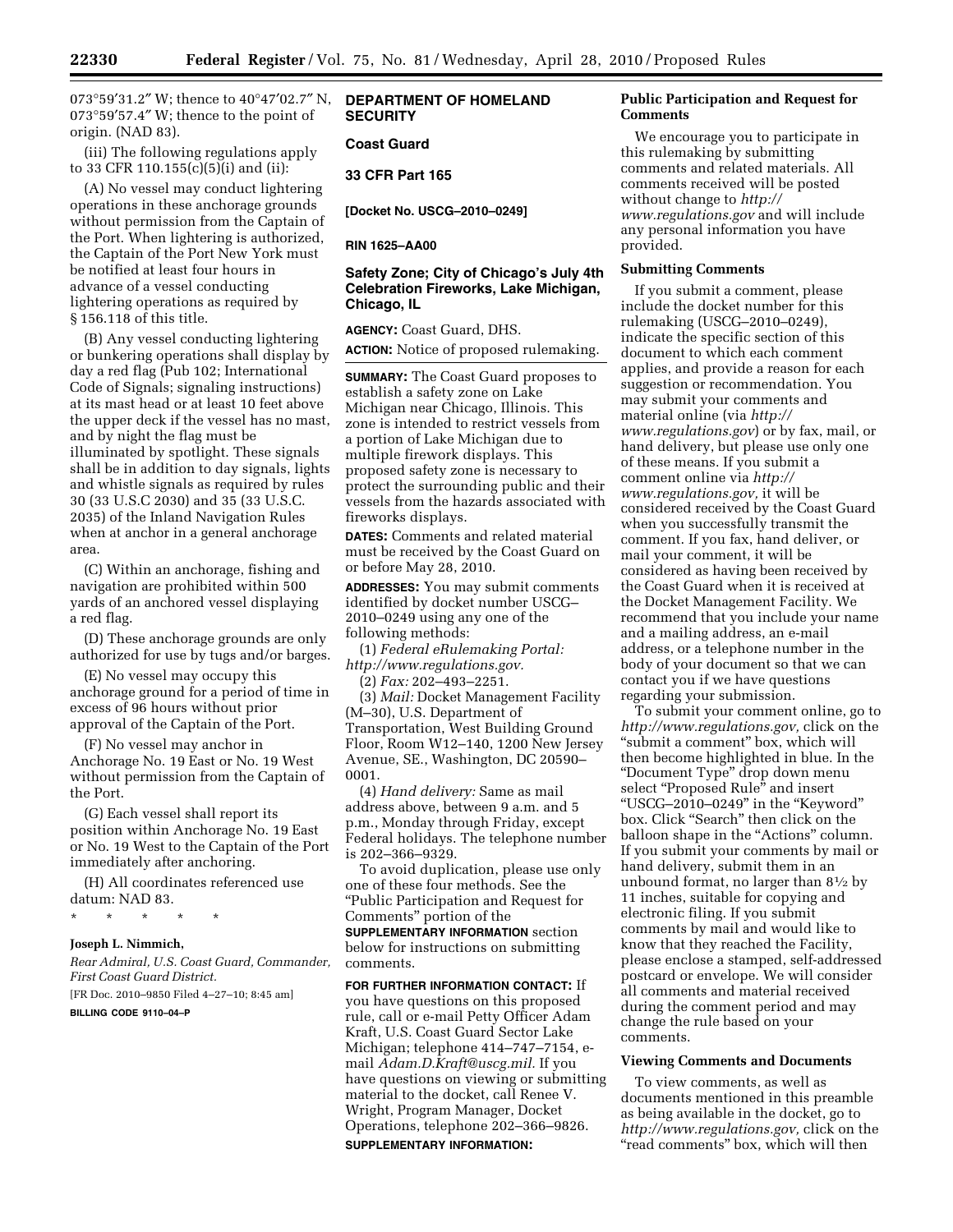073°59′31.2″ W; thence to 40°47′02.7″ N, 073°59′57.4″ W; thence to the point of origin. (NAD 83).

(iii) The following regulations apply to 33 CFR 110.155(c)(5)(i) and (ii):

(A) No vessel may conduct lightering operations in these anchorage grounds without permission from the Captain of the Port. When lightering is authorized, the Captain of the Port New York must be notified at least four hours in advance of a vessel conducting lightering operations as required by § 156.118 of this title.

(B) Any vessel conducting lightering or bunkering operations shall display by day a red flag (Pub 102; International Code of Signals; signaling instructions) at its mast head or at least 10 feet above the upper deck if the vessel has no mast, and by night the flag must be illuminated by spotlight. These signals shall be in addition to day signals, lights and whistle signals as required by rules 30 (33 U.S.C 2030) and 35 (33 U.S.C. 2035) of the Inland Navigation Rules when at anchor in a general anchorage area.

(C) Within an anchorage, fishing and navigation are prohibited within 500 yards of an anchored vessel displaying a red flag.

(D) These anchorage grounds are only authorized for use by tugs and/or barges.

(E) No vessel may occupy this anchorage ground for a period of time in excess of 96 hours without prior approval of the Captain of the Port.

(F) No vessel may anchor in Anchorage No. 19 East or No. 19 West without permission from the Captain of the Port.

(G) Each vessel shall report its position within Anchorage No. 19 East or No. 19 West to the Captain of the Port immediately after anchoring.

(H) All coordinates referenced use datum: NAD 83.

\* \* \* \* \*

**Joseph L. Nimmich,**

*Rear Admiral, U.S. Coast Guard, Commander, First Coast Guard District.*

[FR Doc. 2010–9850 Filed 4–27–10; 8:45 am]

**BILLING CODE 9110–04–P**

## DEPARTMENT OF HOMELAND SECURITY

### Coast Guard

### 33 CFR Part 165

**[Docket No. USCG–2010–0249]**

**RIN 1625–AA00**

### Safety Zone; City of Chicago's July 4th Celebration Fireworks, Lake Michigan, Chicago, IL

**AGENCY:** Coast Guard, DHS.

**ACTION:** Notice of proposed rulemaking.

**SUMMARY:** The Coast Guard proposes to establish a safety zone on Lake Michigan near Chicago, Illinois. This zone is intended to restrict vessels from a portion of Lake Michigan due to multiple firework displays. This proposed safety zone is necessary to protect the surrounding public and their vessels from the hazards associated with fireworks displays.

**DATES:** Comments and related material must be received by the Coast Guard on or before May 28, 2010.

**ADDRESSES:** You may submit comments identified by docket number USCG–2010–0249 using any one of the following methods:

(1) *Federal eRulemaking Portal: http://www.regulations.gov.*

(2) *Fax:* 202–493–2251.

(3) *Mail:* Docket Management Facility (M–30), U.S. Department of Transportation, West Building Ground Floor, Room W12–140, 1200 New Jersey Avenue, SE., Washington, DC 20590–0001.

(4) *Hand delivery:* Same as mail address above, between 9 a.m. and 5 p.m., Monday through Friday, except Federal holidays. The telephone number is 202–366–9329.

To avoid duplication, please use only one of these four methods. See the "Public Participation and Request for Comments" portion of the **SUPPLEMENTARY INFORMATION** section below for instructions on submitting comments.

**FOR FURTHER INFORMATION CONTACT:** If you have questions on this proposed rule, call or e-mail Petty Officer Adam Kraft, U.S. Coast Guard Sector Lake Michigan; telephone 414–747–7154, e-mail *Adam.D.Kraft@uscg.mil.* If you have questions on viewing or submitting material to the docket, call Renee V. Wright, Program Manager, Docket Operations, telephone 202–366–9826.

**SUPPLEMENTARY INFORMATION:**

#### Public Participation and Request for Comments

We encourage you to participate in this rulemaking by submitting comments and related materials. All comments received will be posted without change to *http://www.regulations.gov* and will include any personal information you have provided.

#### Submitting Comments

If you submit a comment, please include the docket number for this rulemaking (USCG–2010–0249), indicate the specific section of this document to which each comment applies, and provide a reason for each suggestion or recommendation. You may submit your comments and material online (via *http://www.regulations.gov*) or by fax, mail, or hand delivery, but please use only one of these means. If you submit a comment online via *http://www.regulations.gov,* it will be considered received by the Coast Guard when you successfully transmit the comment. If you fax, hand deliver, or mail your comment, it will be considered as having been received by the Coast Guard when it is received at the Docket Management Facility. We recommend that you include your name and a mailing address, an e-mail address, or a telephone number in the body of your document so that we can contact you if we have questions regarding your submission.

To submit your comment online, go to *http://www.regulations.gov,* click on the "submit a comment" box, which will then become highlighted in blue. In the "Document Type" drop down menu select "Proposed Rule" and insert "USCG–2010–0249" in the "Keyword" box. Click "Search" then click on the balloon shape in the "Actions" column. If you submit your comments by mail or hand delivery, submit them in an unbound format, no larger than 8½ by 11 inches, suitable for copying and electronic filing. If you submit comments by mail and would like to know that they reached the Facility, please enclose a stamped, self-addressed postcard or envelope. We will consider all comments and material received during the comment period and may change the rule based on your comments.

#### Viewing Comments and Documents

To view comments, as well as documents mentioned in this preamble as being available in the docket, go to *http://www.regulations.gov,* click on the "read comments" box, which will then